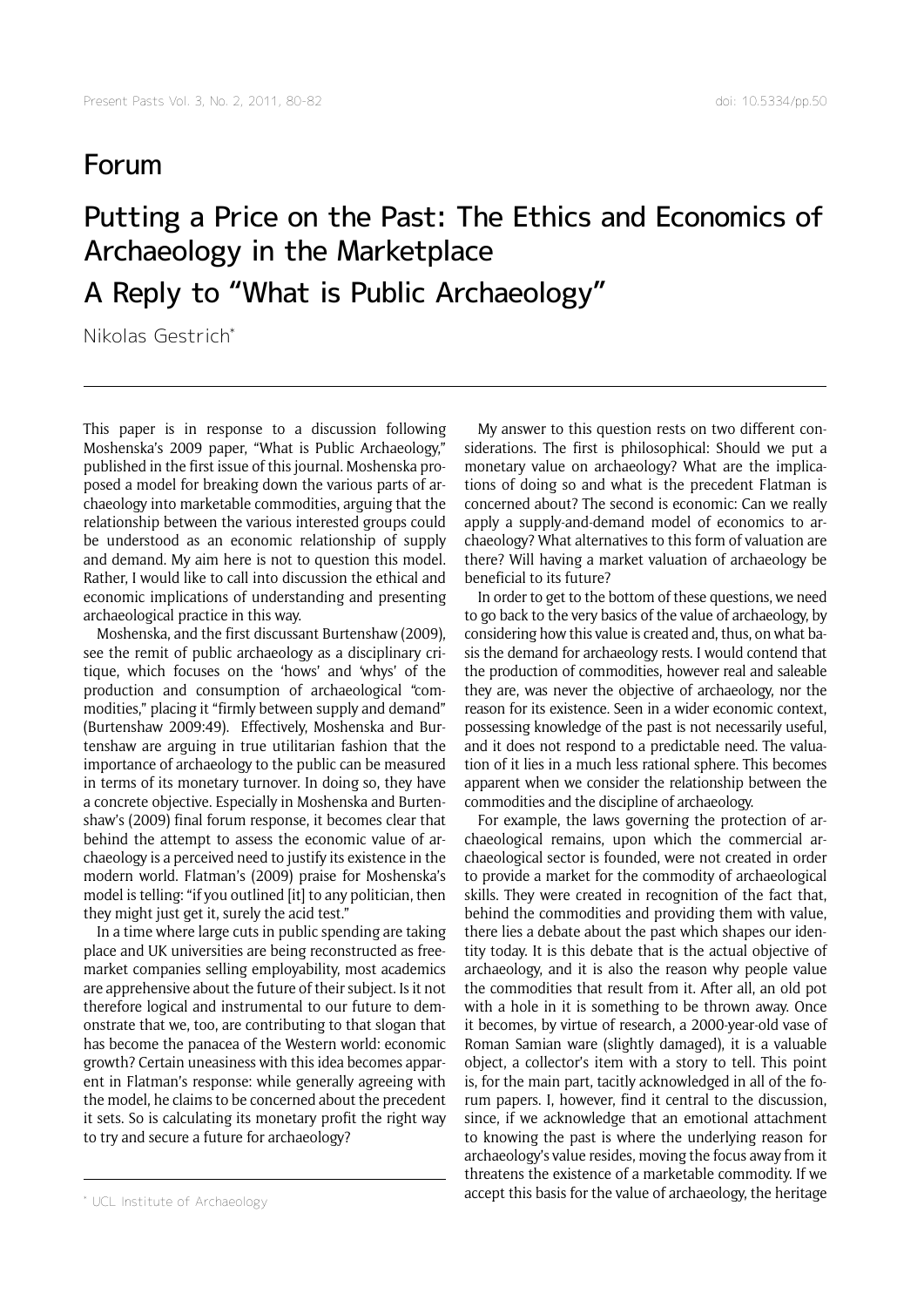# Forum

# Putting a Price on the Past: The Ethics and Economics of Archaeology in the Marketplace

## A Reply to "What is Public Archaeology"

Nikolas Gestrich[*]

---

This paper is in response to a discussion following Moshenska's 2009 paper, "What is Public Archaeology," published in the first issue of this journal. Moshenska proposed a model for breaking down the various parts of archaeology into marketable commodities, arguing that the relationship between the various interested groups could be understood as an economic relationship of supply and demand. My aim here is not to question this model. Rather, I would like to call into discussion the ethical and economic implications of understanding and presenting archaeological practice in this way.

Moshenska, and the first discussant Burtenshaw (2009), see the remit of public archaeology as a disciplinary critique, which focuses on the 'hows' and 'whys' of the production and consumption of archaeological "commodities," placing it "firmly between supply and demand" (Burtenshaw 2009:49). Effectively, Moshenska and Burtenshaw are arguing in true utilitarian fashion that the importance of archaeology to the public can be measured in terms of its monetary turnover. In doing so, they have a concrete objective. Especially in Moshenska and Burtenshaw's (2009) final forum response, it becomes clear that behind the attempt to assess the economic value of archaeology is a perceived need to justify its existence in the modern world. Flatman's (2009) praise for Moshenska's model is telling: "if you outlined [it] to any politician, then they might just get it, surely the acid test."

In a time where large cuts in public spending are taking place and UK universities are being reconstructed as free-market companies selling employability, most academics are apprehensive about the future of their subject. Is it not therefore logical and instrumental to our future to demonstrate that we, too, are contributing to that slogan that has become the panacea of the Western world: economic growth? Certain uneasiness with this idea becomes apparent in Flatman's response: while generally agreeing with the model, he claims to be concerned about the precedent it sets. So is calculating its monetary profit the right way to try and secure a future for archaeology?

My answer to this question rests on two different considerations. The first is philosophical: Should we put a monetary value on archaeology? What are the implications of doing so and what is the precedent Flatman is concerned about? The second is economic: Can we really apply a supply-and-demand model of economics to archaeology? What alternatives to this form of valuation are there? Will having a market valuation of archaeology be beneficial to its future?

In order to get to the bottom of these questions, we need to go back to the very basics of the value of archaeology, by considering how this value is created and, thus, on what basis the demand for archaeology rests. I would contend that the production of commodities, however real and saleable they are, was never the objective of archaeology, nor the reason for its existence. Seen in a wider economic context, possessing knowledge of the past is not necessarily useful, and it does not respond to a predictable need. The valuation of it lies in a much less rational sphere. This becomes apparent when we consider the relationship between the commodities and the discipline of archaeology.

For example, the laws governing the protection of archaeological remains, upon which the commercial archaeological sector is founded, were not created in order to provide a market for the commodity of archaeological skills. They were created in recognition of the fact that, behind the commodities and providing them with value, there lies a debate about the past which shapes our identity today. It is this debate that is the actual objective of archaeology, and it is also the reason why people value the commodities that result from it. After all, an old pot with a hole in it is something to be thrown away. Once it becomes, by virtue of research, a 2000-year-old vase of Roman Samian ware (slightly damaged), it is a valuable object, a collector's item with a story to tell. This point is, for the main part, tacitly acknowledged in all of the forum papers. I, however, find it central to the discussion, since, if we acknowledge that an emotional attachment to knowing the past is where the underlying reason for archaeology's value resides, moving the focus away from it threatens the existence of a marketable commodity. If we accept this basis for the value of archaeology, the heritage

---

[*] UCL Institute of Archaeology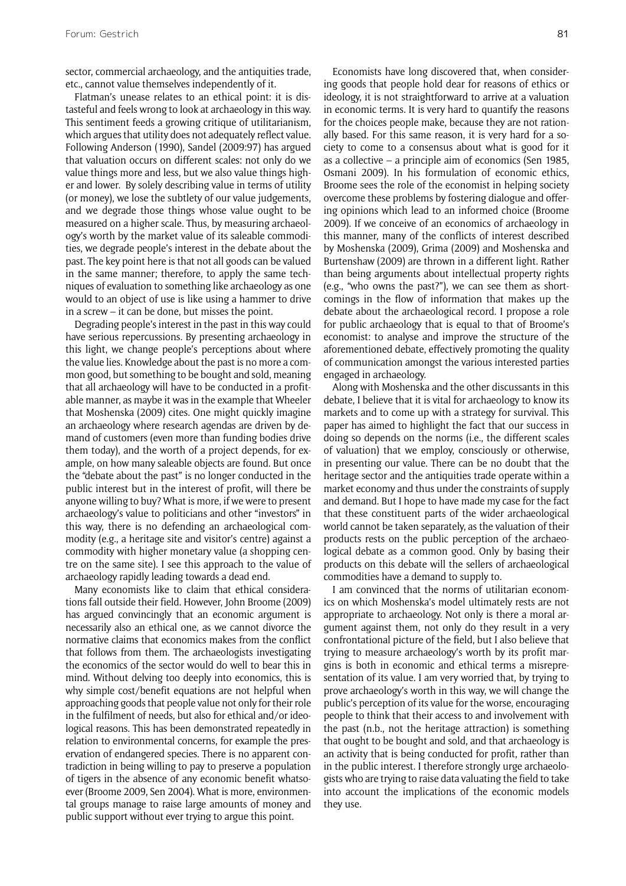sector, commercial archaeology, and the antiquities trade, etc., cannot value themselves independently of it.

Flatman's unease relates to an ethical point: it is distasteful and feels wrong to look at archaeology in this way. This sentiment feeds a growing critique of utilitarianism, which argues that utility does not adequately reflect value. Following Anderson (1990), Sandel (2009:97) has argued that valuation occurs on different scales: not only do we value things more and less, but we also value things higher and lower. By solely describing value in terms of utility (or money), we lose the subtlety of our value judgements, and we degrade those things whose value ought to be measured on a higher scale. Thus, by measuring archaeology's worth by the market value of its saleable commodities, we degrade people's interest in the debate about the past. The key point here is that not all goods can be valued in the same manner; therefore, to apply the same techniques of evaluation to something like archaeology as one would to an object of use is like using a hammer to drive in a screw – it can be done, but misses the point.

Degrading people's interest in the past in this way could have serious repercussions. By presenting archaeology in this light, we change people's perceptions about where the value lies. Knowledge about the past is no more a common good, but something to be bought and sold, meaning that all archaeology will have to be conducted in a profitable manner, as maybe it was in the example that Wheeler that Moshenska (2009) cites. One might quickly imagine an archaeology where research agendas are driven by demand of customers (even more than funding bodies drive them today), and the worth of a project depends, for example, on how many saleable objects are found. But once the "debate about the past" is no longer conducted in the public interest but in the interest of profit, will there be anyone willing to buy? What is more, if we were to present archaeology's value to politicians and other "investors" in this way, there is no defending an archaeological commodity (e.g., a heritage site and visitor's centre) against a commodity with higher monetary value (a shopping centre on the same site). I see this approach to the value of archaeology rapidly leading towards a dead end.

Many economists like to claim that ethical considerations fall outside their field. However, John Broome (2009) has argued convincingly that an economic argument is necessarily also an ethical one, as we cannot divorce the normative claims that economics makes from the conflict that follows from them. The archaeologists investigating the economics of the sector would do well to bear this in mind. Without delving too deeply into economics, this is why simple cost/benefit equations are not helpful when approaching goods that people value not only for their role in the fulfilment of needs, but also for ethical and/or ideological reasons. This has been demonstrated repeatedly in relation to environmental concerns, for example the preservation of endangered species. There is no apparent contradiction in being willing to pay to preserve a population of tigers in the absence of any economic benefit whatsoever (Broome 2009, Sen 2004). What is more, environmental groups manage to raise large amounts of money and public support without ever trying to argue this point.

Economists have long discovered that, when considering goods that people hold dear for reasons of ethics or ideology, it is not straightforward to arrive at a valuation in economic terms. It is very hard to quantify the reasons for the choices people make, because they are not rationally based. For this same reason, it is very hard for a society to come to a consensus about what is good for it as a collective – a principle aim of economics (Sen 1985, Osmani 2009). In his formulation of economic ethics, Broome sees the role of the economist in helping society overcome these problems by fostering dialogue and offering opinions which lead to an informed choice (Broome 2009). If we conceive of an economics of archaeology in this manner, many of the conflicts of interest described by Moshenska (2009), Grima (2009) and Moshenska and Burtenshaw (2009) are thrown in a different light. Rather than being arguments about intellectual property rights (e.g., "who owns the past?"), we can see them as shortcomings in the flow of information that makes up the debate about the archaeological record. I propose a role for public archaeology that is equal to that of Broome's economist: to analyse and improve the structure of the aforementioned debate, effectively promoting the quality of communication amongst the various interested parties engaged in archaeology.

Along with Moshenska and the other discussants in this debate, I believe that it is vital for archaeology to know its markets and to come up with a strategy for survival. This paper has aimed to highlight the fact that our success in doing so depends on the norms (i.e., the different scales of valuation) that we employ, consciously or otherwise, in presenting our value. There can be no doubt that the heritage sector and the antiquities trade operate within a market economy and thus under the constraints of supply and demand. But I hope to have made my case for the fact that these constituent parts of the wider archaeological world cannot be taken separately, as the valuation of their products rests on the public perception of the archaeological debate as a common good. Only by basing their products on this debate will the sellers of archaeological commodities have a demand to supply to.

I am convinced that the norms of utilitarian economics on which Moshenska's model ultimately rests are not appropriate to archaeology. Not only is there a moral argument against them, not only do they result in a very confrontational picture of the field, but I also believe that trying to measure archaeology's worth by its profit margins is both in economic and ethical terms a misrepresentation of its value. I am very worried that, by trying to prove archaeology's worth in this way, we will change the public's perception of its value for the worse, encouraging people to think that their access to and involvement with the past (n.b., not the heritage attraction) is something that ought to be bought and sold, and that archaeology is an activity that is being conducted for profit, rather than in the public interest. I therefore strongly urge archaeologists who are trying to raise data valuating the field to take into account the implications of the economic models they use.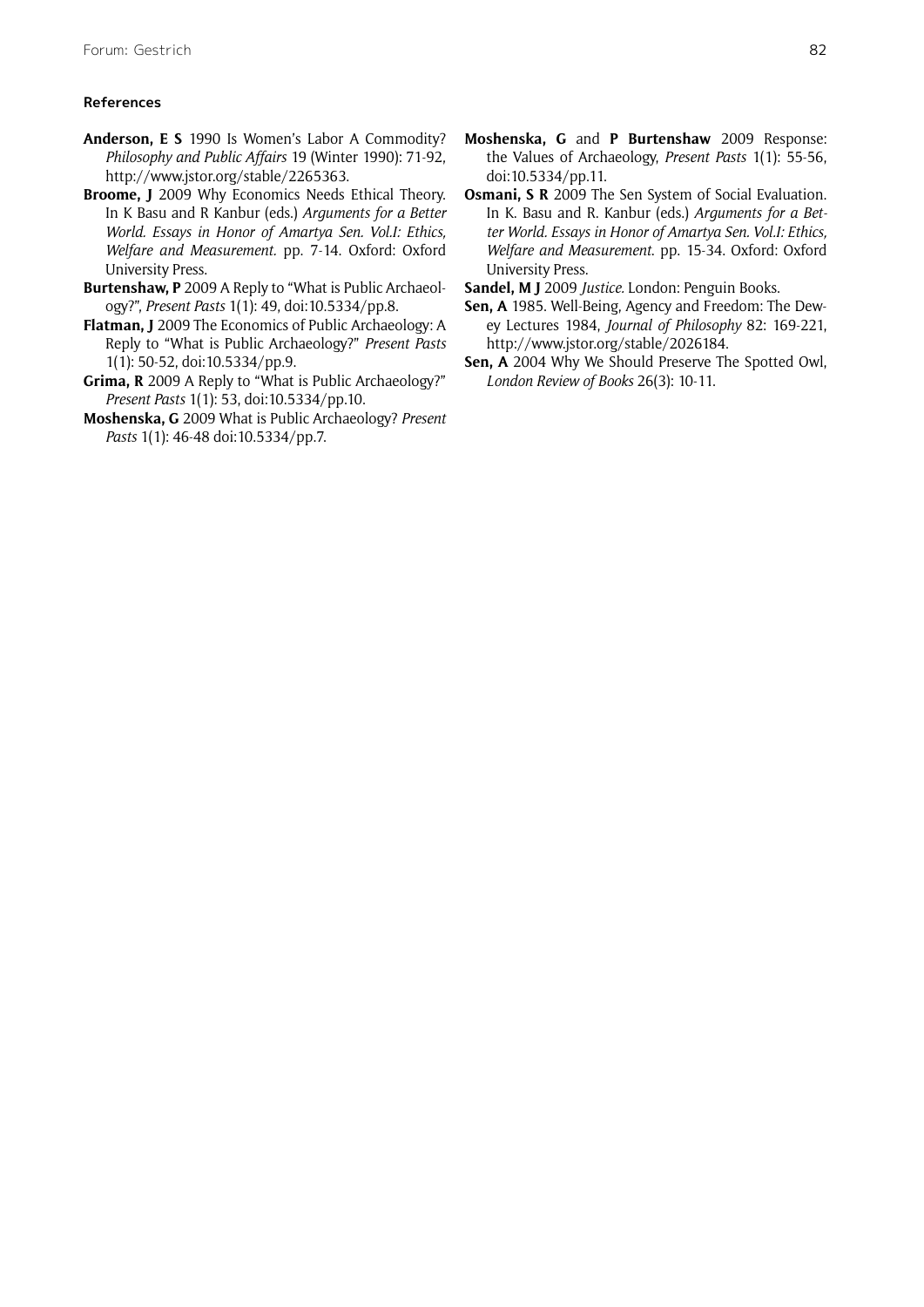### References

**Anderson, E S** 1990 Is Women's Labor A Commodity? *Philosophy and Public Affairs* 19 (Winter 1990): 71-92, http://www.jstor.org/stable/2265363.

**Broome, J** 2009 Why Economics Needs Ethical Theory. In K Basu and R Kanbur (eds.) *Arguments for a Better World. Essays in Honor of Amartya Sen. Vol.I: Ethics, Welfare and Measurement.* pp. 7-14. Oxford: Oxford University Press.

**Burtenshaw, P** 2009 A Reply to "What is Public Archaeology?", *Present Pasts* 1(1): 49, doi:10.5334/pp.8.

**Flatman, J** 2009 The Economics of Public Archaeology: A Reply to "What is Public Archaeology?" *Present Pasts* 1(1): 50-52, doi:10.5334/pp.9.

**Grima, R** 2009 A Reply to "What is Public Archaeology?" *Present Pasts* 1(1): 53, doi:10.5334/pp.10.

**Moshenska, G** 2009 What is Public Archaeology? *Present Pasts* 1(1): 46-48 doi:10.5334/pp.7.

**Moshenska, G** and **P Burtenshaw** 2009 Response: the Values of Archaeology, *Present Pasts* 1(1): 55-56, doi:10.5334/pp.11.

**Osmani, S R** 2009 The Sen System of Social Evaluation. In K. Basu and R. Kanbur (eds.) *Arguments for a Better World. Essays in Honor of Amartya Sen. Vol.I: Ethics, Welfare and Measurement.* pp. 15-34. Oxford: Oxford University Press.

**Sandel, M J** 2009 *Justice.* London: Penguin Books.

**Sen, A** 1985. Well-Being, Agency and Freedom: The Dewey Lectures 1984, *Journal of Philosophy* 82: 169-221, http://www.jstor.org/stable/2026184.

**Sen, A** 2004 Why We Should Preserve The Spotted Owl, *London Review of Books* 26(3): 10-11.